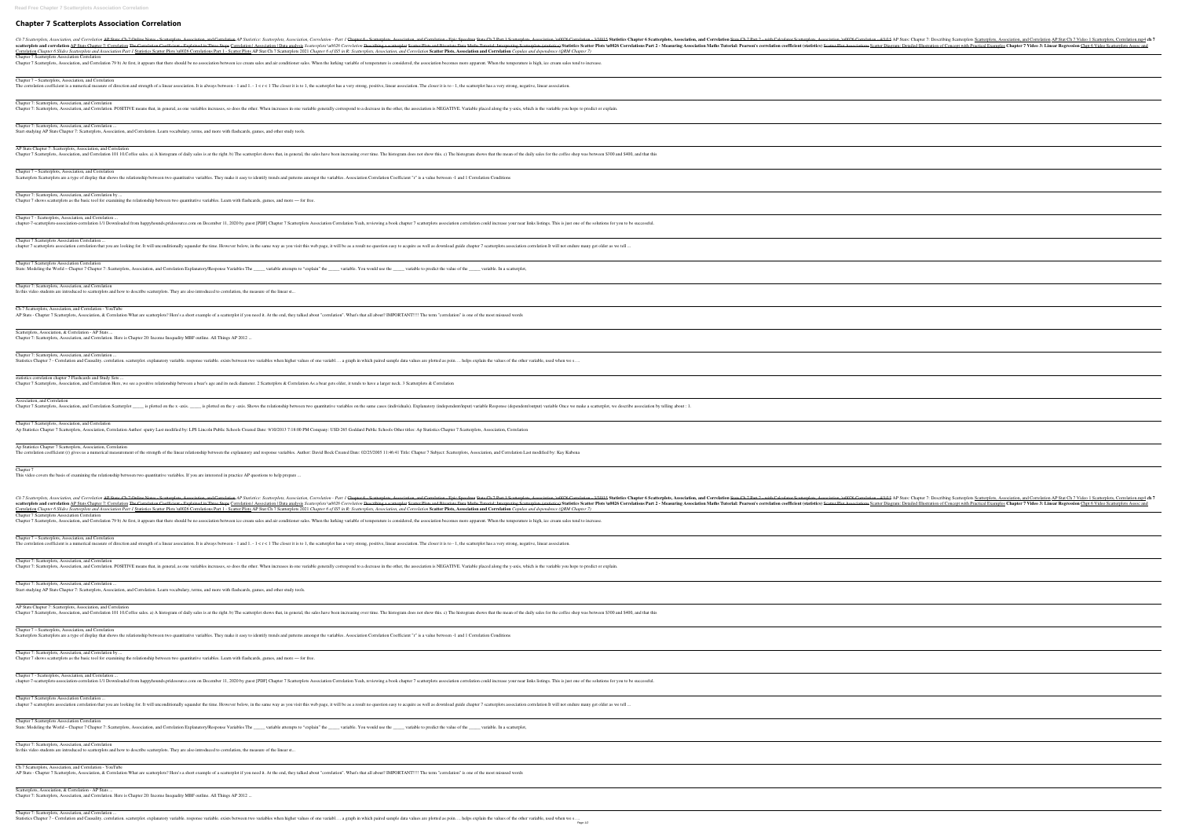# Chapter 7 Scatterplots Association Correlation

Ch 7 Scatterplots, Association, and Correlation AP Stats: Ch 7 Online Notes - Scatterplots, Association, and Correlation AP Statistics: Scatterplots, Association, Correlation - Part 1 Chapter 6 - Scatterplots, Association, and Correlation - Epic Speedrun Stats Ch 7 Part 1 Scatterplots, Association, \u0026 Correlation - 3/30/15 Statistics Chapter 6 Scatterplots, Association, and Correlation Stats Ch 7 Part 2 - with Calculator Scatterplots, Association, \u0026 Correlation - 4/1/15 AP Stats: Chapter 7: Describing Scatterplots Scatterplots, Association, and Correlation AP Stat Ch 7 Video 1 Scatterplots, Correlation.mp4 ch 7 scatterplots and correlation AP Stats Chapter 7: Correlation The Correlation Coefficient - Explained in Three Steps Correlation | Association | Data analysis Scatterplots \u0026 Correlation Describing a scatterplot Scatter Plots and Bivariate Data Maths Tutorial: Interpreting Scatterplots (statistics) Statistics Scatter Plots \u0026 Correlations Part 2 - Measuring Association Maths Tutorial: Pearson's correlation coefficient (statistics) Scatter Plot Associations Scatter Diagrams: Detailed Illustration of Concept with Practical Examples Chapter 7 Video 3: Linear Regression Chpt 6 Video Scatterplots Assoc and Correlation Chapter 6 Slides Scatterplots and Associations Part 1 Statistics Scatter Plots \u0026 Correlations Part 1 - Scatter Plots AP Stat Ch 7 Scatterplots 2021 Chapter 6 of IS5 in R: Scatterplots, Association, and Correlation **Scatter Plots, Association and Correlation** Copulas and dependence (QRM Chapter 7)

Chapter 7 Scatterplots Association Correlation

Chapter 7 Scatterplots, Association, and Correlation 79 b) At first, it appears that there should be no association between ice cream sales and air conditioner sales. When the lurking variable of temperature is considered, the association becomes more apparent. When the temperature is high, ice cream sales tend to increase.

Chapter 7 – Scatterplots, Association, and Correlation

The correlation coefficient is a numerical measure of direction and strength of a linear association. It is always between - 1 and 1. - 1 < r < 1 The closer it is to 1, the scatterplot has a very strong, positive, linear association. The closer it is to - 1, the scatterplot has a very strong, negative, linear association.

Chapter 7: Scatterplots, Association, and Correlation

Chapter 7: Scatterplots, Association, and Correlation. POSITIVE means that, in general, as one variables increases, so does the other. When increases in one variable generally correspond to a decrease in the other, the association is NEGATIVE. Variable placed along the y-axis, which is the variable you hope to predict or explain.

Chapter 7: Scatterplots, Association, and Correlation ...

Start studying AP Stats Chapter 7: Scatterplots, Association, and Correlation. Learn vocabulary, terms, and more with flashcards, games, and other study tools.

AP Stats Chapter 7: Scatterplots, Association, and Correlation

Chapter 7 Scatterplots, Association, and Correlation 101 10.Coffee sales. a) A histogram of daily sales is at the right. b) The scatterplot shows that, in general, the sales have been increasing over time. The histogram does not show this. c) The histogram shows that the mean of the daily sales for the coffee shop was between $300 and $400, and that this

Chapter 7 – Scatterplots, Association, and Correlation

Scatterplots Scatterplots are a type of display that shows the relationship between two quantitative variables. They make it easy to identify trends and patterns amongst the variables. Association Correlation Coefficient "r" is a value between -1 and 1 Correlation Conditions

Chapter 7: Scatterplots, Association, and Correlation by ...

Chapter 7 shows scatterplots as the basic tool for examining the relationship between two quantitative variables. Learn with flashcards, games, and more — for free.

Chapter 7 - Scatterplots, Association, and Correlation ...

chapter-7-scatterplots-association-correlation 1/1 Downloaded from happyhounds.pridesource.com on December 11, 2020 by guest [PDF] Chapter 7 Scatterplots Association Correlation Yeah, reviewing a book chapter 7 scatterplots association correlation could increase your near links listings. This is just one of the solutions for you to be successful.

Chapter 7 Scatterplots Association Correlation ...

chapter 7 scatterplots association correlation that you are looking for. It will unconditionally squander the time. However below, in the same way as you visit this web page, it will be as a result no question easy to acquire as well as download guide chapter 7 scatterplots association correlation It will not endure many get older as we tell ...

Chapter 7 Scatterplots Association Correlation

Stats: Modeling the World – Chapter 7 Chapter 7: Scatterplots, Association, and Correlation Explanatory/Response Variables The _____ variable attempts to "explain" the _____ variable. You would use the _____ variable to predict the value of the _____ variable. In a scatterplot,

Chapter 7: Scatterplots, Association, and Correlation

In this video students are introduced to scatterplots and how to describe scatterplots. They are also introduced to correlation, the measure of the linear st...

Ch 7 Scatterplots, Association, and Correlation - YouTube

AP Stats - Chapter 7 Scatterplots, Association, & Correlation What are scatterplots? Here's a short example of a scatterplot if you need it. At the end, they talked about "correlation". What's that all about? IMPORTANT!!!! The term "correlation" is one of the most misused words

Scatterplots, Association, & Correlation - AP Stats ...

Chapter 7: Scatterplots, Association, and Correlation. Here is Chapter 20: Income Inequality MBF outline. All Things AP 2012 ...

Chapter 7: Scatterplots, Association, and Correlation ...

Statistics Chapter 7 - Correlation and Causality. correlation. scatterplot. explanatory variable. response variable. exists between two variables when higher values of one variabl… a graph in which paired sample data values are plotted as poin… helps explain the values of the other variable, used when we s…

statistics correlation chapter 7 Flashcards and Study Sets ...

Chapter 7 Scatterplots, Association, and Correlation Here, we see a positive relationship between a bear's age and its neck diameter. 2 Scatterplots & Correlation As a bear gets older, it tends to have a larger neck. 3 Scatterplots & Correlation

Association, and Correlation

Chapter 7 Scatterplots, Association, and Correlation Scatterplot _____ is plotted on the x -axis. _____ is plotted on the y -axis. Shows the relationship between two quantitative variables on the same cases (individuals). Explanatory (independent/input) variable Response (dependent/output) variable Once we make a scatterplot, we describe association by telling about : 1.

Chapter 7 Scatterplots, Association, and Correlation

Ap Statistics Chapter 7 Scatterplots, Association, Correlation Author: sparry Last modified by: LPS Lincoln Public Schools Created Date: 9/10/2013 7:18:00 PM Company: USD 265 Goddard Public Schools Other titles: Ap Statistics Chapter 7 Scatterplots, Association, Correlation

Ap Statistics Chapter 7 Scatterplots, Association, Correlation

The correlation coefficient (r) gives us a numerical measurement of the strength of the linear relationship between the explanatory and response variables. Author: David Beck Created Date: 02/25/2005 11:46:41 Title: Chapter 7 Subject: Scatterplots, Association, and Correlation Last modified by: Kay Kubena

Chapter 7

This video covers the basis of examining the relationship between two quantitative variables. If you are interested in practice AP questions to help prepare ...

Ch 7 Scatterplots, Association, and Correlation AP Stats: Ch 7 Online Notes - Scatterplots, Association, and Correlation AP Statistics: Scatterplots, Association, Correlation - Part 1 Chapter 6 - Scatterplots, Association, and Correlation - Epic Speedrun Stats Ch 7 Part 1 Scatterplots, Association, \u0026 Correlation - 3/30/15 Statistics Chapter 6 Scatterplots, Association, and Correlation Stats Ch 7 Part 2 - with Calculator Scatterplots, Association, \u0026 Correlation - 4/1/15 AP Stats: Chapter 7: Describing Scatterplots Scatterplots, Association, and Correlation AP Stat Ch 7 Video 1 Scatterplots, Correlation.mp4 ch 7 scatterplots and correlation AP Stats Chapter 7: Correlation The Correlation Coefficient - Explained in Three Steps Correlation | Association | Data analysis Scatterplots \u0026 Correlation Describing a scatterplot Scatter Plots and Bivariate Data Maths Tutorial: Interpreting Scatterplots (statistics) Statistics Scatter Plots \u0026 Correlations Part 2 - Measuring Association Maths Tutorial: Pearson's correlation coefficient (statistics) Scatter Plot Associations Scatter Diagrams: Detailed Illustration of Concept with Practical Examples Chapter 7 Video 3: Linear Regression Chpt 6 Video Scatterplots Assoc and Correlation Chapter 6 Slides Scatterplots and Associations Part 1 Statistics Scatter Plots \u0026 Correlations Part 1 - Scatter Plots AP Stat Ch 7 Scatterplots 2021 Chapter 6 of IS5 in R: Scatterplots, Association, and Correlation **Scatter Plots, Association and Correlation** Copulas and dependence (QRM Chapter 7)

Chapter 7 Scatterplots Association Correlation

Chapter 7 Scatterplots, Association, and Correlation 79 b) At first, it appears that there should be no association between ice cream sales and air conditioner sales. When the lurking variable of temperature is considered, the association becomes more apparent. When the temperature is high, ice cream sales tend to increase.

Chapter 7 – Scatterplots, Association, and Correlation

The correlation coefficient is a numerical measure of direction and strength of a linear association. It is always between - 1 and 1. - 1 < r < 1 The closer it is to 1, the scatterplot has a very strong, positive, linear association. The closer it is to - 1, the scatterplot has a very strong, negative, linear association.

Chapter 7: Scatterplots, Association, and Correlation

Chapter 7: Scatterplots, Association, and Correlation. POSITIVE means that, in general, as one variables increases, so does the other. When increases in one variable generally correspond to a decrease in the other, the association is NEGATIVE. Variable placed along the y-axis, which is the variable you hope to predict or explain.

Chapter 7: Scatterplots, Association, and Correlation ...

Start studying AP Stats Chapter 7: Scatterplots, Association, and Correlation. Learn vocabulary, terms, and more with flashcards, games, and other study tools.

AP Stats Chapter 7: Scatterplots, Association, and Correlation

Chapter 7 Scatterplots, Association, and Correlation 101 10.Coffee sales. a) A histogram of daily sales is at the right. b) The scatterplot shows that, in general, the sales have been increasing over time. The histogram does not show this. c) The histogram shows that the mean of the daily sales for the coffee shop was between $300 and $400, and that this

Chapter 7 – Scatterplots, Association, and Correlation

Scatterplots Scatterplots are a type of display that shows the relationship between two quantitative variables. They make it easy to identify trends and patterns amongst the variables. Association Correlation Coefficient "r" is a value between -1 and 1 Correlation Conditions

Chapter 7: Scatterplots, Association, and Correlation by ...

Chapter 7 shows scatterplots as the basic tool for examining the relationship between two quantitative variables. Learn with flashcards, games, and more — for free.

Chapter 7 - Scatterplots, Association, and Correlation ...

chapter-7-scatterplots-association-correlation 1/1 Downloaded from happyhounds.pridesource.com on December 11, 2020 by guest [PDF] Chapter 7 Scatterplots Association Correlation Yeah, reviewing a book chapter 7 scatterplots association correlation could increase your near links listings. This is just one of the solutions for you to be successful.

Chapter 7 Scatterplots Association Correlation ...

chapter 7 scatterplots association correlation that you are looking for. It will unconditionally squander the time. However below, in the same way as you visit this web page, it will be as a result no question easy to acquire as well as download guide chapter 7 scatterplots association correlation It will not endure many get older as we tell ...

Chapter 7 Scatterplots Association Correlation

Stats: Modeling the World – Chapter 7 Chapter 7: Scatterplots, Association, and Correlation Explanatory/Response Variables The _____ variable attempts to "explain" the _____ variable. You would use the _____ variable to predict the value of the _____ variable. In a scatterplot,

Chapter 7: Scatterplots, Association, and Correlation

In this video students are introduced to scatterplots and how to describe scatterplots. They are also introduced to correlation, the measure of the linear st...

Ch 7 Scatterplots, Association, and Correlation - YouTube

AP Stats - Chapter 7 Scatterplots, Association, & Correlation What are scatterplots? Here's a short example of a scatterplot if you need it. At the end, they talked about "correlation". What's that all about? IMPORTANT!!!! The term "correlation" is one of the most misused words

Scatterplots, Association, & Correlation - AP Stats ...

Chapter 7: Scatterplots, Association, and Correlation. Here is Chapter 20: Income Inequality MBF outline. All Things AP 2012 ...

Chapter 7: Scatterplots, Association, and Correlation ...

Statistics Chapter 7 - Correlation and Causality. correlation. scatterplot. explanatory variable. response variable. exists between two variables when higher values of one variabl… a graph in which paired sample data values are plotted as poin… helps explain the values of the other variable, used when we s…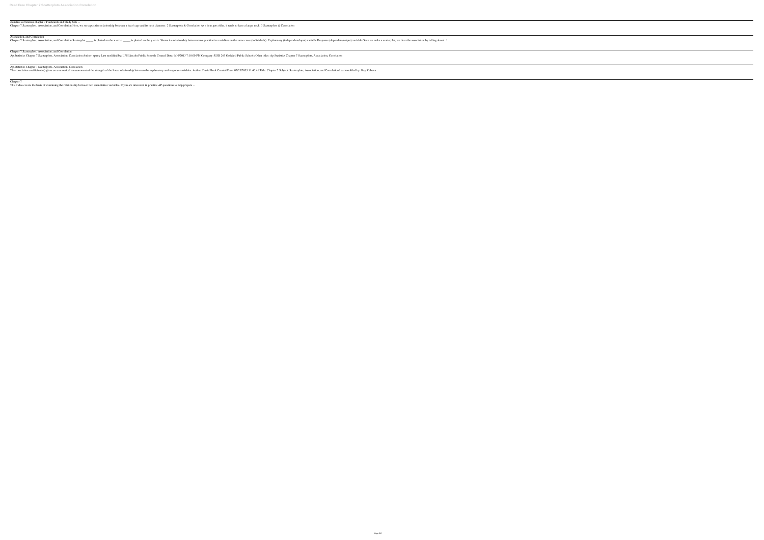## statistics correlation chapter 7 Flashcards and Study Sets ...

Chapter 7 Scatterplots, Association, and Correlation Here, we see a positive relationship between a bear's age and its neck diameter. 2 Scatterplots & Correlation As a bear gets older, it tends to have a larger neck. 3 Scatterplots & Correlation

## Association, and Correlation

Chapter 7 Scatterplots, Association, and Correlation Scatterplot _____ is plotted on the x -axis. _____ is plotted on the y -axis. Shows the relationship between two quantitative variables on the same cases (individuals). Explanatory (independent/input) variable Response (dependent/output) variable Once we make a scatterplot, we describe association by telling about : 1.

## Chapter 7 Scatterplots, Association, and Correlation

Ap Statistics Chapter 7 Scatterplots, Association, Correlation Author: spatry Last modified by: LPS Lincoln Public Schools Created Date: 9/10/2013 7:18:00 PM Company: USD 265 Goddard Public Schools Other titles: Ap Statistics Chapter 7 Scatterplots, Association, Correlation

## Ap Statistics Chapter 7 Scatterplots, Association, Correlation

The correlation coefficient (r) gives us a numerical measurement of the strength of the linear relationship between the explanatory and response variables. Author: David Beck Created Date: 02/25/2005 11:46:41 Title: Chapter 7 Subject: Scatterplots, Association, and Correlation Last modified by: Kay Kubena

## Chapter 7

This video covers the basis of examining the relationship between two quantitative variables. If you are interested in practice AP questions to help prepare ...